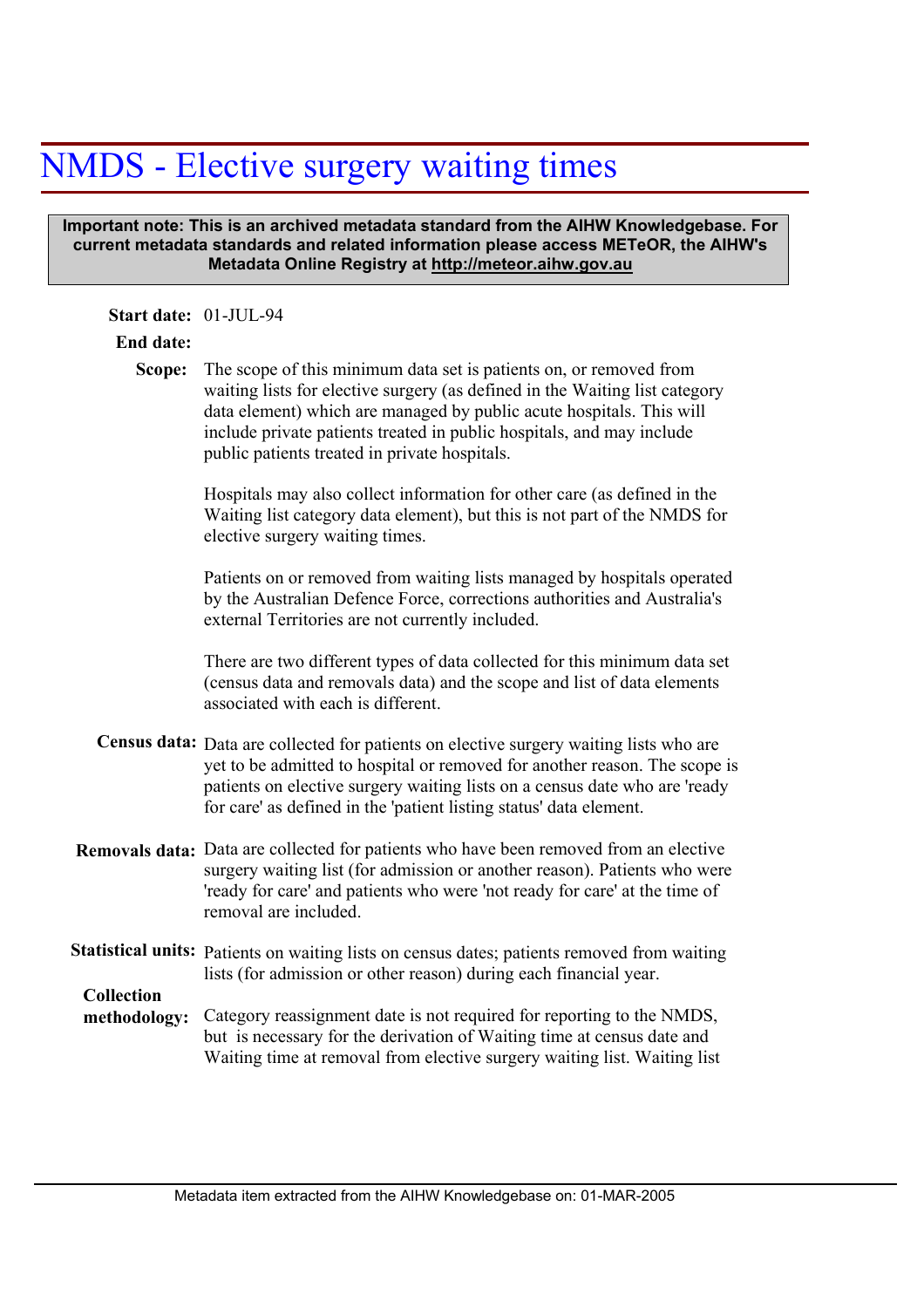# NMDS - Elective surgery waiting times

**Important note: This is an archived metadata standard from the AIHW Knowledgebase. For current metadata standards and related information please access METeOR, the AIHW's Metadata Online Registry at http://meteor.aihw.gov.au**

**Start date:** 01-JUL-94

**End date:**

**Scope:** The scope of this minimum data set is patients on, or removed from waiting lists for elective surgery (as defined in the Waiting list category data element) which are managed by public acute hospitals. This will include private patients treated in public hospitals, and may include public patients treated in private hospitals.

Hospitals may also collect information for other care (as defined in the Waiting list category data element), but this is not part of the NMDS for elective surgery waiting times.

Patients on or removed from waiting lists managed by hospitals operated by the Australian Defence Force, corrections authorities and Australia's external Territories are not currently included.

There are two different types of data collected for this minimum data set (census data and removals data) and the scope and list of data elements associated with each is different.

**Census data:** Data are collected for patients on elective surgery waiting lists who are yet to be admitted to hospital or removed for another reason. The scope is patients on elective surgery waiting lists on a census date who are 'ready for care' as defined in the 'patient listing status' data element.

**Removals data:** Data are collected for patients who have been removed from an elective surgery waiting list (for admission or another reason). Patients who were 'ready for care' and patients who were 'not ready for care' at the time of removal are included.

**Statistical units:** Patients on waiting lists on census dates; patients removed from waiting lists (for admission or other reason) during each financial year.

**Collection methodology:** Category reassignment date is not required for reporting to the NMDS, but is necessary for the derivation of Waiting time at census date and Waiting time at removal from elective surgery waiting list. Waiting list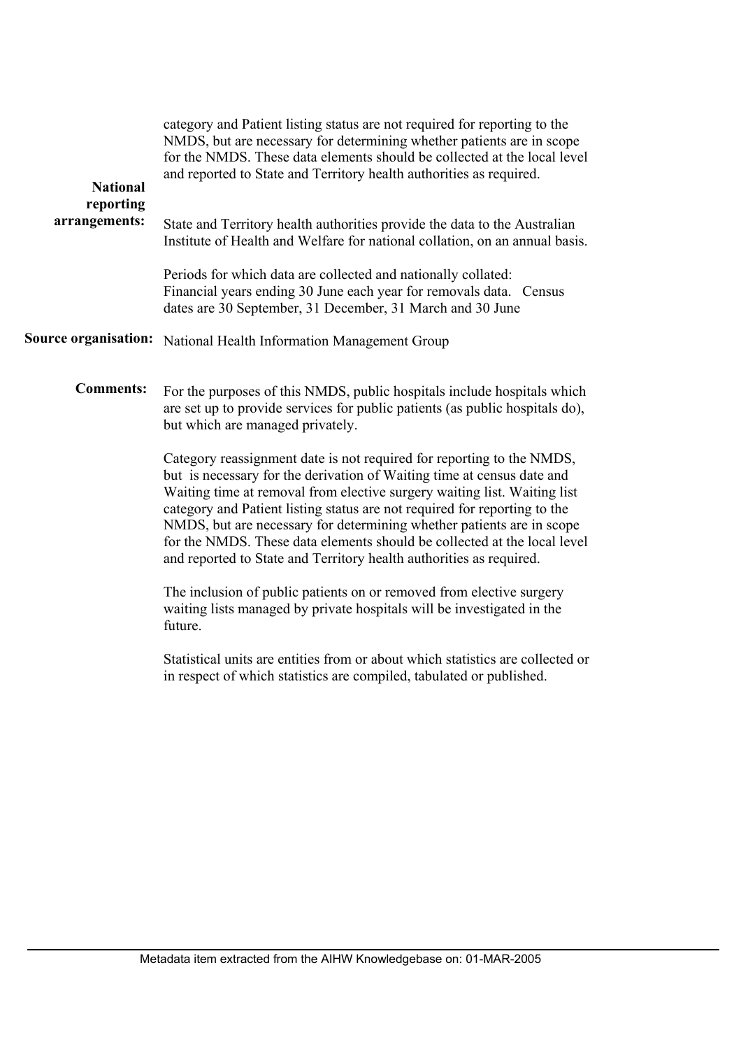category and Patient listing status are not required for reporting to the NMDS, but are necessary for determining whether patients are in scope for the NMDS. These data elements should be collected at the local level and reported to State and Territory health authorities as required.

**National reporting arrangements:** State and Territory health authorities provide the data to the Australian Institute of Health and Welfare for national collation, on an annual basis.

Periods for which data are collected and nationally collated: Financial years ending 30 June each year for removals data. Census dates are 30 September, 31 December, 31 March and 30 June

**Source organisation:** National Health Information Management Group

**Comments:** For the purposes of this NMDS, public hospitals include hospitals which are set up to provide services for public patients (as public hospitals do), but which are managed privately.

Category reassignment date is not required for reporting to the NMDS, but is necessary for the derivation of Waiting time at census date and Waiting time at removal from elective surgery waiting list. Waiting list category and Patient listing status are not required for reporting to the NMDS, but are necessary for determining whether patients are in scope for the NMDS. These data elements should be collected at the local level and reported to State and Territory health authorities as required.

The inclusion of public patients on or removed from elective surgery waiting lists managed by private hospitals will be investigated in the future.

Statistical units are entities from or about which statistics are collected or in respect of which statistics are compiled, tabulated or published.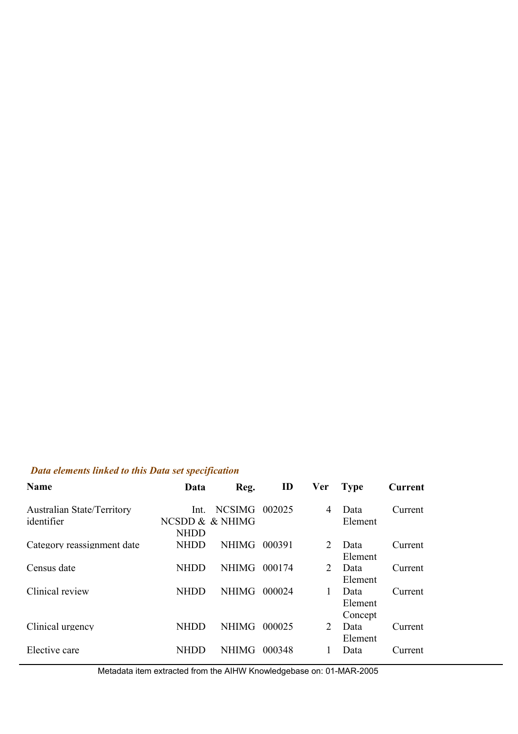*Data elements linked to this Data set specification*

| Name | Data | Reg. | ID | Ver | Type | Current |
|---|---|---|---|---|---|---|
| Australian State/Territory identifier | Int. NCSDD & NHDD | NCSIMG & NHIMG | 002025 | 4 | Data Element | Current |
| Category reassignment date | NHDD | NHIMG | 000391 | 2 | Data Element | Current |
| Census date | NHDD | NHIMG | 000174 | 2 | Data Element | Current |
| Clinical review | NHDD | NHIMG | 000024 | 1 | Data Element Concept | Current |
| Clinical urgency | NHDD | NHIMG | 000025 | 2 | Data Element | Current |
| Elective care | NHDD | NHIMG | 000348 | 1 | Data | Current |

Metadata item extracted from the AIHW Knowledgebase on: 01-MAR-2005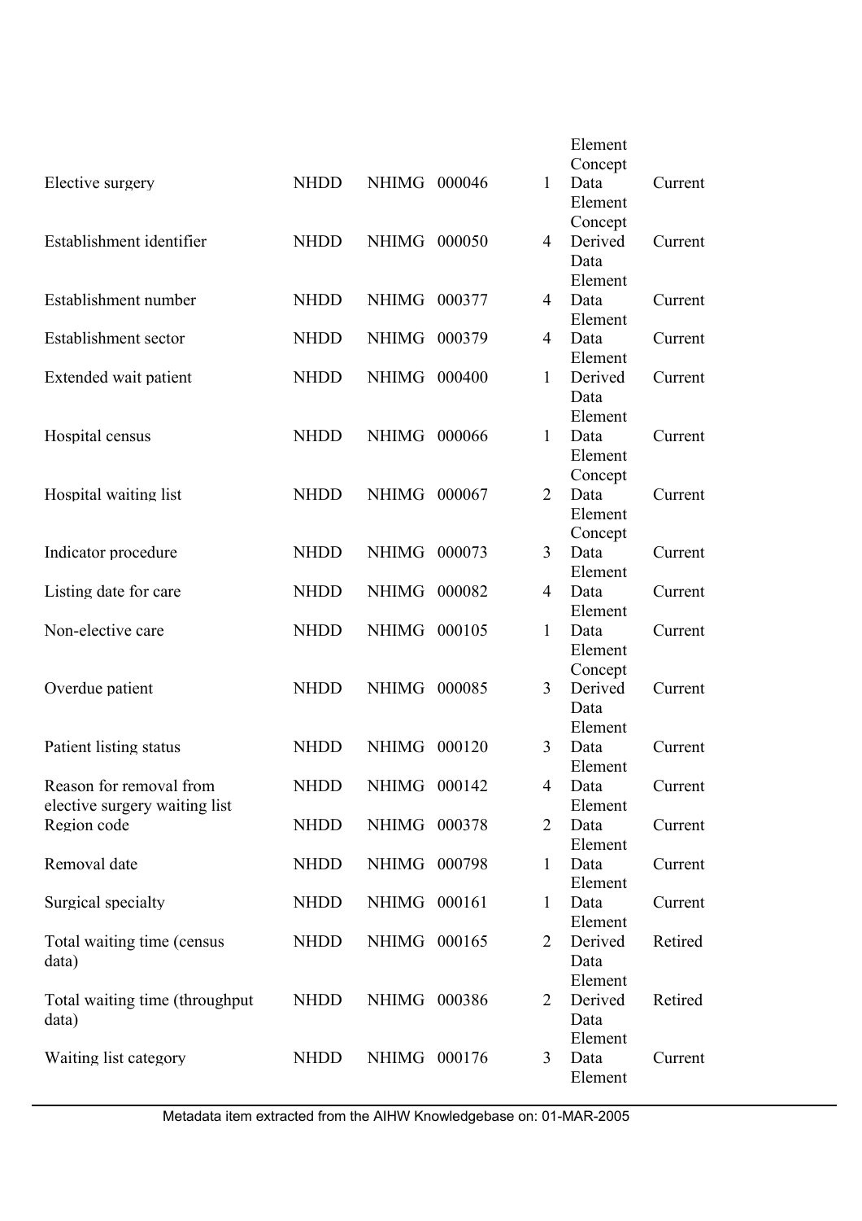| | | | | | | |
|---|---|---|---|---|---|---|
| | | | | | Element | |
| Elective surgery | NHDD | NHIMG | 000046 | 1 | Data Element Concept | Current |
| Establishment identifier | NHDD | NHIMG | 000050 | 4 | Derived Data Element | Current |
| Establishment number | NHDD | NHIMG | 000377 | 4 | Data Element | Current |
| Establishment sector | NHDD | NHIMG | 000379 | 4 | Data Element | Current |
| Extended wait patient | NHDD | NHIMG | 000400 | 1 | Derived Data Element | Current |
| Hospital census | NHDD | NHIMG | 000066 | 1 | Data Element Concept | Current |
| Hospital waiting list | NHDD | NHIMG | 000067 | 2 | Data Element Concept | Current |
| Indicator procedure | NHDD | NHIMG | 000073 | 3 | Data Element | Current |
| Listing date for care | NHDD | NHIMG | 000082 | 4 | Data Element | Current |
| Non-elective care | NHDD | NHIMG | 000105 | 1 | Data Element Concept | Current |
| Overdue patient | NHDD | NHIMG | 000085 | 3 | Derived Data Element | Current |
| Patient listing status | NHDD | NHIMG | 000120 | 3 | Data Element | Current |
| Reason for removal from elective surgery waiting list | NHDD | NHIMG | 000142 | 4 | Data Element | Current |
| Region code | NHDD | NHIMG | 000378 | 2 | Data Element | Current |
| Removal date | NHDD | NHIMG | 000798 | 1 | Data Element | Current |
| Surgical specialty | NHDD | NHIMG | 000161 | 1 | Data Element | Current |
| Total waiting time (census data) | NHDD | NHIMG | 000165 | 2 | Derived Data Element | Retired |
| Total waiting time (throughput data) | NHDD | NHIMG | 000386 | 2 | Derived Data Element | Retired |
| Waiting list category | NHDD | NHIMG | 000176 | 3 | Data Element | Current |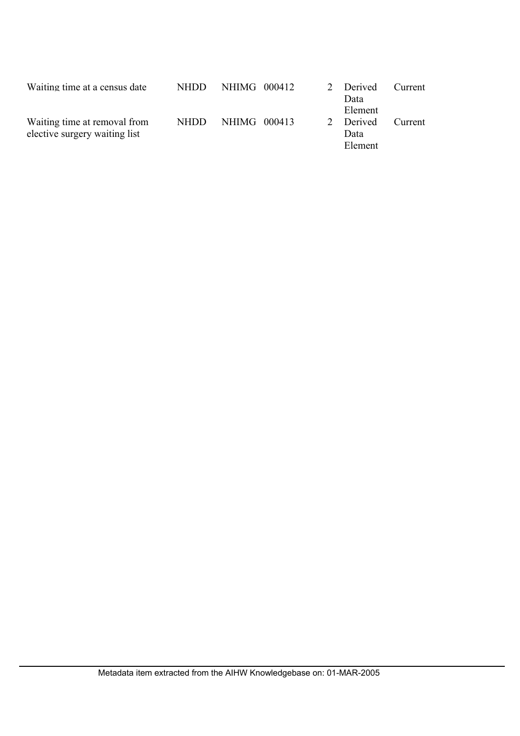| | | | | | | |
|---|---|---|---|---|---|---|
| Waiting time at a census date | NHDD | NHIMG | 000412 | 2 | Derived Data Element | Current |
| Waiting time at removal from elective surgery waiting list | NHDD | NHIMG | 000413 | 2 | Derived Data Element | Current |